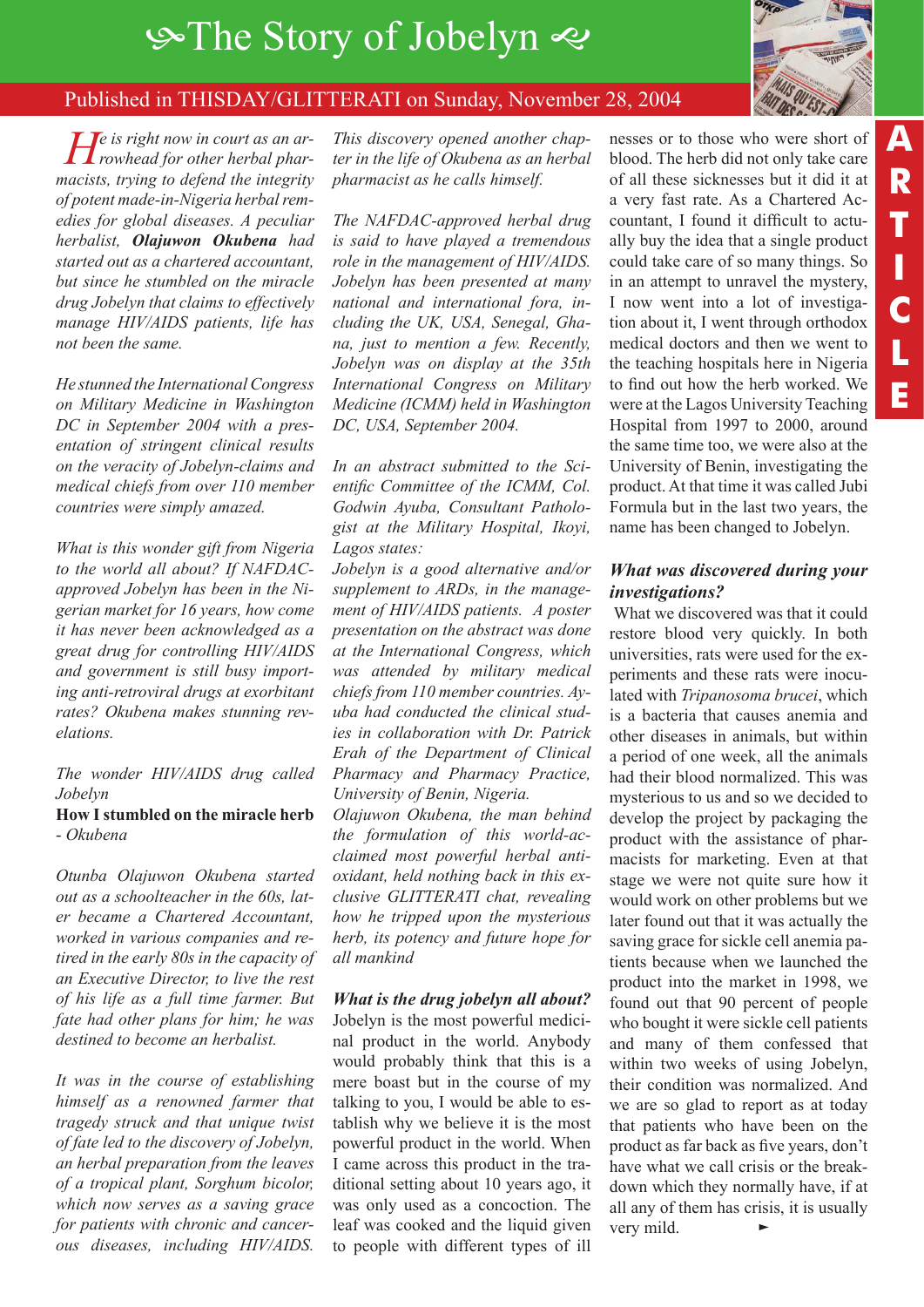# The Story of Jobelyn

Published in THISDAY/GLITTERATI on Sunday, November 28, 2004

*He is right now in court as an arrowhead for other herbal pharmacists, trying to defend the integrity of potent made-in-Nigeria herbal remedies for global diseases. A peculiar herbalist,* ***Olajuwon Okubena*** *had started out as a chartered accountant, but since he stumbled on the miracle drug Jobelyn that claims to effectively manage HIV/AIDS patients, life has not been the same.*

*He stunned the International Congress on Military Medicine in Washington DC in September 2004 with a presentation of stringent clinical results on the veracity of Jobelyn-claims and medical chiefs from over 110 member countries were simply amazed.*

*What is this wonder gift from Nigeria to the world all about? If NAFDAC-approved Jobelyn has been in the Nigerian market for 16 years, how come it has never been acknowledged as a great drug for controlling HIV/AIDS and government is still busy importing anti-retroviral drugs at exorbitant rates? Okubena makes stunning revelations.*

*The wonder HIV/AIDS drug called Jobelyn*

**How I stumbled on the miracle herb** *- Okubena*

*Otunba Olajuwon Okubena started out as a schoolteacher in the 60s, later became a Chartered Accountant, worked in various companies and retired in the early 80s in the capacity of an Executive Director, to live the rest of his life as a full time farmer. But fate had other plans for him; he was destined to become an herbalist.*

*It was in the course of establishing himself as a renowned farmer that tragedy struck and that unique twist of fate led to the discovery of Jobelyn, an herbal preparation from the leaves of a tropical plant, Sorghum bicolor, which now serves as a saving grace for patients with chronic and cancerous diseases, including HIV/AIDS. This discovery opened another chapter in the life of Okubena as an herbal pharmacist as he calls himself.*

*The NAFDAC-approved herbal drug is said to have played a tremendous role in the management of HIV/AIDS. Jobelyn has been presented at many national and international fora, including the UK, USA, Senegal, Ghana, just to mention a few. Recently, Jobelyn was on display at the 35th International Congress on Military Medicine (ICMM) held in Washington DC, USA, September 2004.*

*In an abstract submitted to the Scientific Committee of the ICMM, Col. Godwin Ayuba, Consultant Pathologist at the Military Hospital, Ikoyi, Lagos states:*

*Jobelyn is a good alternative and/or supplement to ARDs, in the management of HIV/AIDS patients. A poster presentation on the abstract was done at the International Congress, which was attended by military medical chiefs from 110 member countries. Ayuba had conducted the clinical studies in collaboration with Dr. Patrick Erah of the Department of Clinical Pharmacy and Pharmacy Practice, University of Benin, Nigeria.*

*Olajuwon Okubena, the man behind the formulation of this world-acclaimed most powerful herbal antioxidant, held nothing back in this exclusive GLITTERATI chat, revealing how he tripped upon the mysterious herb, its potency and future hope for all mankind*

### *What is the drug jobelyn all about?*

Jobelyn is the most powerful medicinal product in the world. Anybody would probably think that this is a mere boast but in the course of my talking to you, I would be able to establish why we believe it is the most powerful product in the world. When I came across this product in the traditional setting about 10 years ago, it was only used as a concoction. The leaf was cooked and the liquid given to people with different types of illnesses or to those who were short of blood. The herb did not only take care of all these sicknesses but it did it at a very fast rate. As a Chartered Accountant, I found it difficult to actually buy the idea that a single product could take care of so many things. So in an attempt to unravel the mystery, I now went into a lot of investigation about it, I went through orthodox medical doctors and then we went to the teaching hospitals here in Nigeria to find out how the herb worked. We were at the Lagos University Teaching Hospital from 1997 to 2000, around the same time too, we were also at the University of Benin, investigating the product. At that time it was called Jubi Formula but in the last two years, the name has been changed to Jobelyn.

### *What was discovered during your investigations?*

What we discovered was that it could restore blood very quickly. In both universities, rats were used for the experiments and these rats were inoculated with *Tripanosoma brucei*, which is a bacteria that causes anemia and other diseases in animals, but within a period of one week, all the animals had their blood normalized. This was mysterious to us and so we decided to develop the project by packaging the product with the assistance of pharmacists for marketing. Even at that stage we were not quite sure how it would work on other problems but we later found out that it was actually the saving grace for sickle cell anemia patients because when we launched the product into the market in 1998, we found out that 90 percent of people who bought it were sickle cell patients and many of them confessed that within two weeks of using Jobelyn, their condition was normalized. And we are so glad to report as at today that patients who have been on the product as far back as five years, don't have what we call crisis or the breakdown which they normally have, if at all any of them has crisis, it is usually very mild.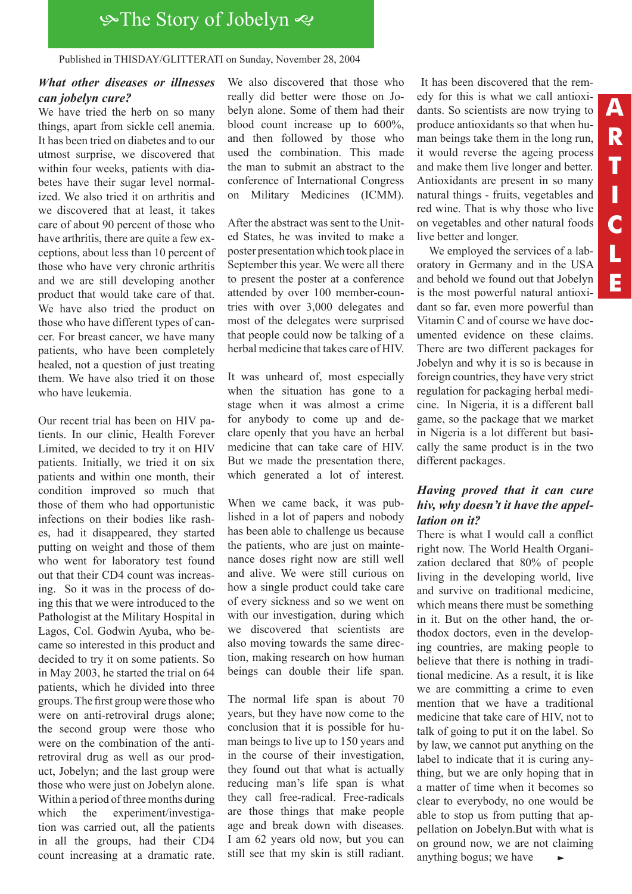# The Story of Jobelyn

Published in THISDAY/GLITTERATI on Sunday, November 28, 2004

***What other diseases or illnesses can jobelyn cure?***

We have tried the herb on so many things, apart from sickle cell anemia. It has been tried on diabetes and to our utmost surprise, we discovered that within four weeks, patients with diabetes have their sugar level normalized. We also tried it on arthritis and we discovered that at least, it takes care of about 90 percent of those who have arthritis, there are quite a few exceptions, about less than 10 percent of those who have very chronic arthritis and we are still developing another product that would take care of that. We have also tried the product on those who have different types of cancer. For breast cancer, we have many patients, who have been completely healed, not a question of just treating them. We have also tried it on those who have leukemia.

Our recent trial has been on HIV patients. In our clinic, Health Forever Limited, we decided to try it on HIV patients. Initially, we tried it on six patients and within one month, their condition improved so much that those of them who had opportunistic infections on their bodies like rashes, had it disappeared, they started putting on weight and those of them who went for laboratory test found out that their CD4 count was increasing. So it was in the process of doing this that we were introduced to the Pathologist at the Military Hospital in Lagos, Col. Godwin Ayuba, who became so interested in this product and decided to try it on some patients. So in May 2003, he started the trial on 64 patients, which he divided into three groups. The first group were those who were on anti-retroviral drugs alone; the second group were those who were on the combination of the anti-retroviral drug as well as our product, Jobelyn; and the last group were those who were just on Jobelyn alone. Within a period of three months during which the experiment/investigation was carried out, all the patients in all the groups, had their CD4 count increasing at a dramatic rate.

We also discovered that those who really did better were those on Jobelyn alone. Some of them had their blood count increase up to 600%, and then followed by those who used the combination. This made the man to submit an abstract to the conference of International Congress on Military Medicines (ICMM).

After the abstract was sent to the United States, he was invited to make a poster presentation which took place in September this year. We were all there to present the poster at a conference attended by over 100 member-countries with over 3,000 delegates and most of the delegates were surprised that people could now be talking of a herbal medicine that takes care of HIV.

It was unheard of, most especially when the situation has gone to a stage when it was almost a crime for anybody to come up and declare openly that you have an herbal medicine that can take care of HIV. But we made the presentation there, which generated a lot of interest.

When we came back, it was published in a lot of papers and nobody has been able to challenge us because the patients, who are just on maintenance doses right now are still well and alive. We were still curious on how a single product could take care of every sickness and so we went on with our investigation, during which we discovered that scientists are also moving towards the same direction, making research on how human beings can double their life span.

The normal life span is about 70 years, but they have now come to the conclusion that it is possible for human beings to live up to 150 years and in the course of their investigation, they found out that what is actually reducing man's life span is what they call free-radical. Free-radicals are those things that make people age and break down with diseases. I am 62 years old now, but you can still see that my skin is still radiant.

It has been discovered that the remedy for this is what we call antioxidants. So scientists are now trying to produce antioxidants so that when human beings take them in the long run, it would reverse the ageing process and make them live longer and better. Antioxidants are present in so many natural things - fruits, vegetables and red wine. That is why those who live on vegetables and other natural foods live better and longer.

We employed the services of a laboratory in Germany and in the USA and behold we found out that Jobelyn is the most powerful natural antioxidant so far, even more powerful than Vitamin C and of course we have documented evidence on these claims. There are two different packages for Jobelyn and why it is so is because in foreign countries, they have very strict regulation for packaging herbal medicine. In Nigeria, it is a different ball game, so the package that we market in Nigeria is a lot different but basically the same product is in the two different packages.

***Having proved that it can cure hiv, why doesn't it have the appellation on it?***

There is what I would call a conflict right now. The World Health Organization declared that 80% of people living in the developing world, live and survive on traditional medicine, which means there must be something in it. But on the other hand, the orthodox doctors, even in the developing countries, are making people to believe that there is nothing in traditional medicine. As a result, it is like we are committing a crime to even mention that we have a traditional medicine that take care of HIV, not to talk of going to put it on the label. So by law, we cannot put anything on the label to indicate that it is curing anything, but we are only hoping that in a matter of time when it becomes so clear to everybody, no one would be able to stop us from putting that appellation on Jobelyn.But with what is on ground now, we are not claiming anything bogus; we have ►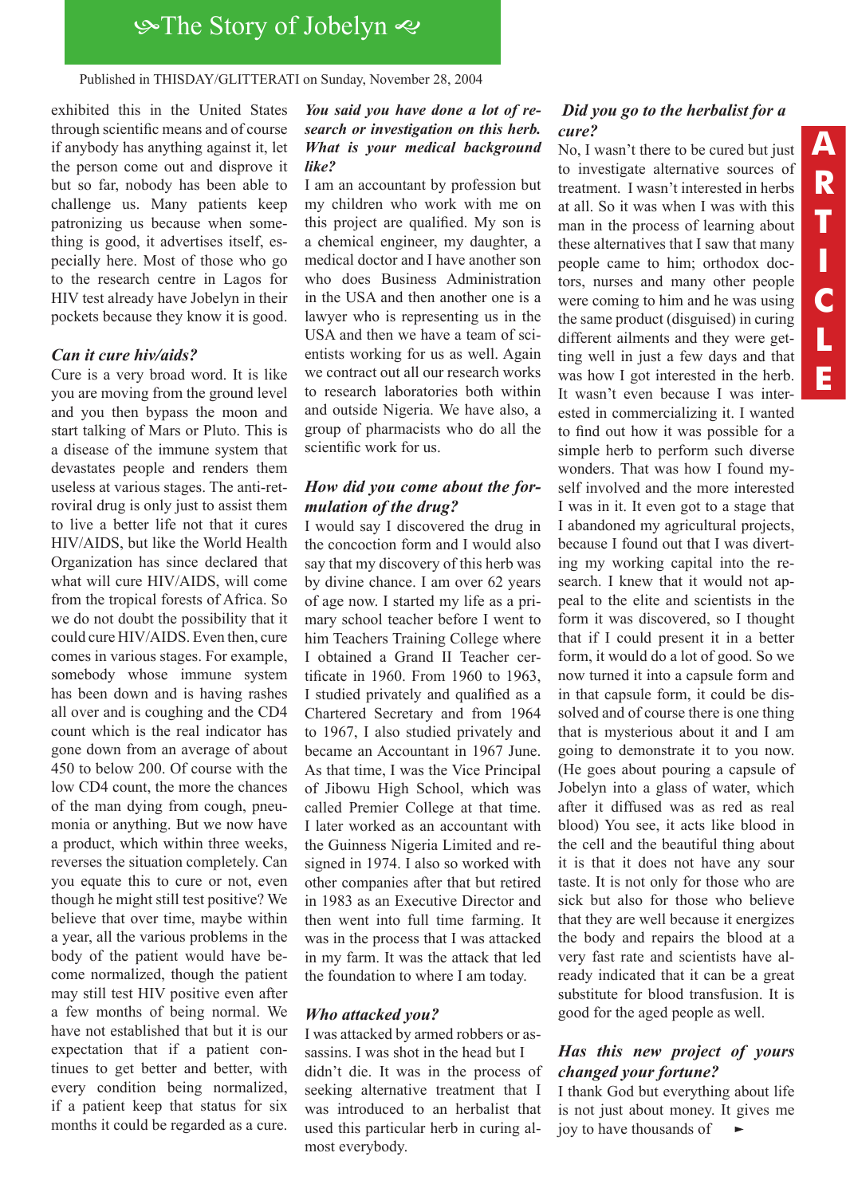exhibited this in the United States through scientific means and of course if anybody has anything against it, let the person come out and disprove it but so far, nobody has been able to challenge us. Many patients keep patronizing us because when something is good, it advertises itself, especially here. Most of those who go to the research centre in Lagos for HIV test already have Jobelyn in their pockets because they know it is good.

***Can it cure hiv/aids?***

Cure is a very broad word. It is like you are moving from the ground level and you then bypass the moon and start talking of Mars or Pluto. This is a disease of the immune system that devastates people and renders them useless at various stages. The anti-retroviral drug is only just to assist them to live a better life not that it cures HIV/AIDS, but like the World Health Organization has since declared that what will cure HIV/AIDS, will come from the tropical forests of Africa. So we do not doubt the possibility that it could cure HIV/AIDS. Even then, cure comes in various stages. For example, somebody whose immune system has been down and is having rashes all over and is coughing and the CD4 count which is the real indicator has gone down from an average of about 450 to below 200. Of course with the low CD4 count, the more the chances of the man dying from cough, pneumonia or anything. But we now have a product, which within three weeks, reverses the situation completely. Can you equate this to cure or not, even though he might still test positive? We believe that over time, maybe within a year, all the various problems in the body of the patient would have become normalized, though the patient may still test HIV positive even after a few months of being normal. We have not established that but it is our expectation that if a patient continues to get better and better, with every condition being normalized, if a patient keep that status for six months it could be regarded as a cure.

***You said you have done a lot of research or investigation on this herb. What is your medical background like?***

I am an accountant by profession but my children who work with me on this project are qualified. My son is a chemical engineer, my daughter, a medical doctor and I have another son who does Business Administration in the USA and then another one is a lawyer who is representing us in the USA and then we have a team of scientists working for us as well. Again we contract out all our research works to research laboratories both within and outside Nigeria. We have also, a group of pharmacists who do all the scientific work for us.

***How did you come about the formulation of the drug?***

I would say I discovered the drug in the concoction form and I would also say that my discovery of this herb was by divine chance. I am over 62 years of age now. I started my life as a primary school teacher before I went to him Teachers Training College where I obtained a Grand II Teacher certificate in 1960. From 1960 to 1963, I studied privately and qualified as a Chartered Secretary and from 1964 to 1967, I also studied privately and became an Accountant in 1967 June. As that time, I was the Vice Principal of Jibowu High School, which was called Premier College at that time. I later worked as an accountant with the Guinness Nigeria Limited and resigned in 1974. I also so worked with other companies after that but retired in 1983 as an Executive Director and then went into full time farming. It was in the process that I was attacked in my farm. It was the attack that led the foundation to where I am today.

***Who attacked you?***

I was attacked by armed robbers or assassins. I was shot in the head but I didn't die. It was in the process of seeking alternative treatment that I was introduced to an herbalist that used this particular herb in curing almost everybody.

***Did you go to the herbalist for a cure?***

No, I wasn't there to be cured but just to investigate alternative sources of treatment. I wasn't interested in herbs at all. So it was when I was with this man in the process of learning about these alternatives that I saw that many people came to him; orthodox doctors, nurses and many other people were coming to him and he was using the same product (disguised) in curing different ailments and they were getting well in just a few days and that was how I got interested in the herb. It wasn't even because I was interested in commercializing it. I wanted to find out how it was possible for a simple herb to perform such diverse wonders. That was how I found myself involved and the more interested I was in it. It even got to a stage that I abandoned my agricultural projects, because I found out that I was diverting my working capital into the research. I knew that it would not appeal to the elite and scientists in the form it was discovered, so I thought that if I could present it in a better form, it would do a lot of good. So we now turned it into a capsule form and in that capsule form, it could be dissolved and of course there is one thing that is mysterious about it and I am going to demonstrate it to you now. (He goes about pouring a capsule of Jobelyn into a glass of water, which after it diffused was as red as real blood) You see, it acts like blood in the cell and the beautiful thing about it is that it does not have any sour taste. It is not only for those who are sick but also for those who believe that they are well because it energizes the body and repairs the blood at a very fast rate and scientists have already indicated that it can be a great substitute for blood transfusion. It is good for the aged people as well.

***Has this new project of yours changed your fortune?***

I thank God but everything about life is not just about money. It gives me joy to have thousands of ►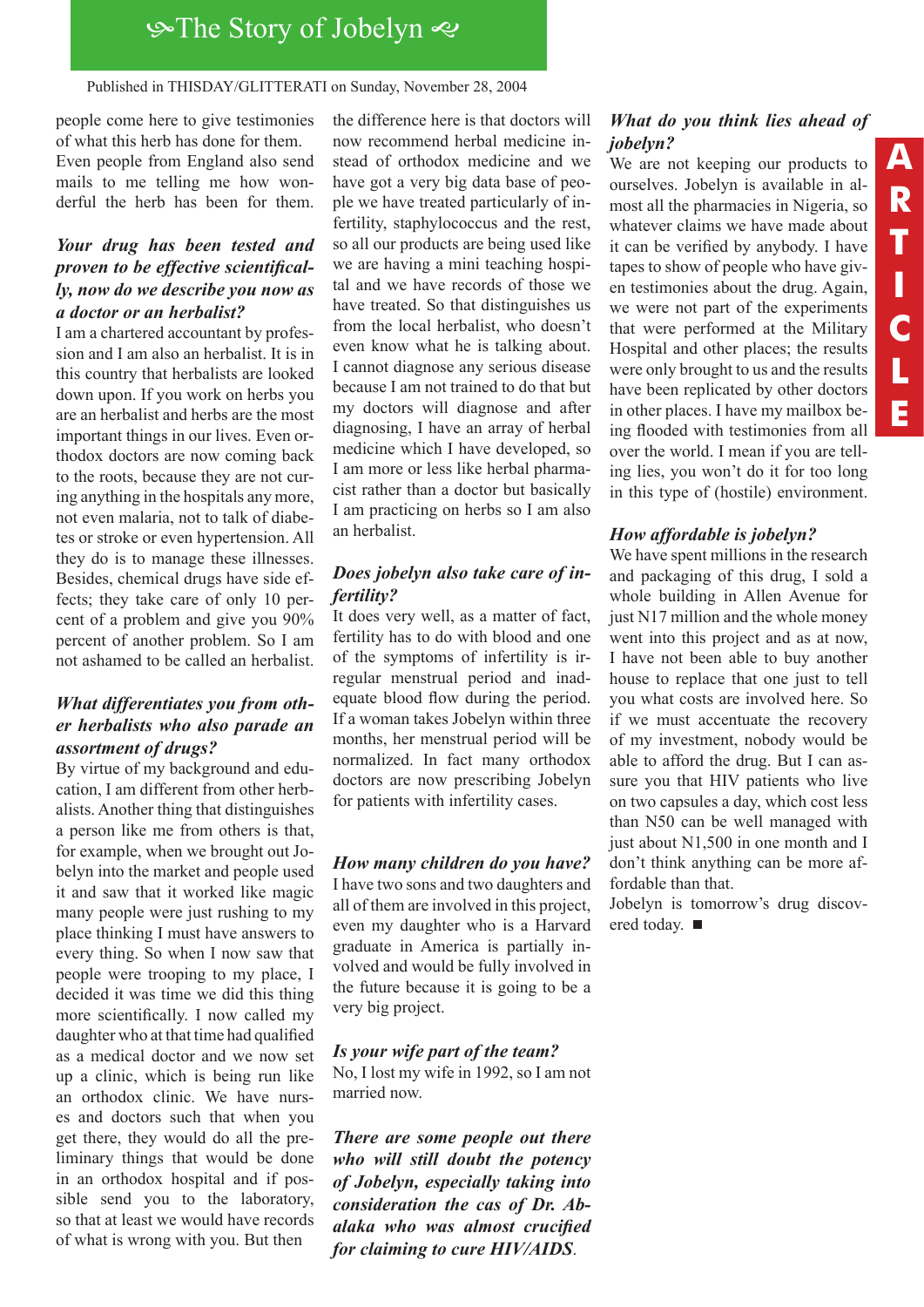# The Story of Jobelyn

Published in THISDAY/GLITTERATI on Sunday, November 28, 2004

people come here to give testimonies of what this herb has done for them. Even people from England also send mails to me telling me how wonderful the herb has been for them.

***Your drug has been tested and proven to be effective scientifically, now do we describe you now as a doctor or an herbalist?***

I am a chartered accountant by profession and I am also an herbalist. It is in this country that herbalists are looked down upon. If you work on herbs you are an herbalist and herbs are the most important things in our lives. Even orthodox doctors are now coming back to the roots, because they are not curing anything in the hospitals any more, not even malaria, not to talk of diabetes or stroke or even hypertension. All they do is to manage these illnesses. Besides, chemical drugs have side effects; they take care of only 10 percent of a problem and give you 90% percent of another problem. So I am not ashamed to be called an herbalist.

***What differentiates you from other herbalists who also parade an assortment of drugs?***

By virtue of my background and education, I am different from other herbalists. Another thing that distinguishes a person like me from others is that, for example, when we brought out Jobelyn into the market and people used it and saw that it worked like magic many people were just rushing to my place thinking I must have answers to every thing. So when I now saw that people were trooping to my place, I decided it was time we did this thing more scientifically. I now called my daughter who at that time had qualified as a medical doctor and we now set up a clinic, which is being run like an orthodox clinic. We have nurses and doctors such that when you get there, they would do all the preliminary things that would be done in an orthodox hospital and if possible send you to the laboratory, so that at least we would have records of what is wrong with you. But then the difference here is that doctors will now recommend herbal medicine instead of orthodox medicine and we have got a very big data base of people we have treated particularly of infertility, staphylococcus and the rest, so all our products are being used like we are having a mini teaching hospital and we have records of those we have treated. So that distinguishes us from the local herbalist, who doesn't even know what he is talking about. I cannot diagnose any serious disease because I am not trained to do that but my doctors will diagnose and after diagnosing, I have an array of herbal medicine which I have developed, so I am more or less like herbal pharmacist rather than a doctor but basically I am practicing on herbs so I am also an herbalist.

***Does jobelyn also take care of infertility?***

It does very well, as a matter of fact, fertility has to do with blood and one of the symptoms of infertility is irregular menstrual period and inadequate blood flow during the period. If a woman takes Jobelyn within three months, her menstrual period will be normalized. In fact many orthodox doctors are now prescribing Jobelyn for patients with infertility cases.

***How many children do you have?***

I have two sons and two daughters and all of them are involved in this project, even my daughter who is a Harvard graduate in America is partially involved and would be fully involved in the future because it is going to be a very big project.

***Is your wife part of the team?***

No, I lost my wife in 1992, so I am not married now.

***There are some people out there who will still doubt the potency of Jobelyn, especially taking into consideration the cas of Dr. Abalaka who was almost crucified for claiming to cure HIV/AIDS.***

***What do you think lies ahead of jobelyn?***

We are not keeping our products to ourselves. Jobelyn is available in almost all the pharmacies in Nigeria, so whatever claims we have made about it can be verified by anybody. I have tapes to show of people who have given testimonies about the drug. Again, we were not part of the experiments that were performed at the Military Hospital and other places; the results were only brought to us and the results have been replicated by other doctors in other places. I have my mailbox being flooded with testimonies from all over the world. I mean if you are telling lies, you won't do it for too long in this type of (hostile) environment.

***How affordable is jobelyn?***

We have spent millions in the research and packaging of this drug, I sold a whole building in Allen Avenue for just N17 million and the whole money went into this project and as at now, I have not been able to buy another house to replace that one just to tell you what costs are involved here. So if we must accentuate the recovery of my investment, nobody would be able to afford the drug. But I can assure you that HIV patients who live on two capsules a day, which cost less than N50 can be well managed with just about N1,500 in one month and I don't think anything can be more affordable than that.

Jobelyn is tomorrow's drug discovered today. ■